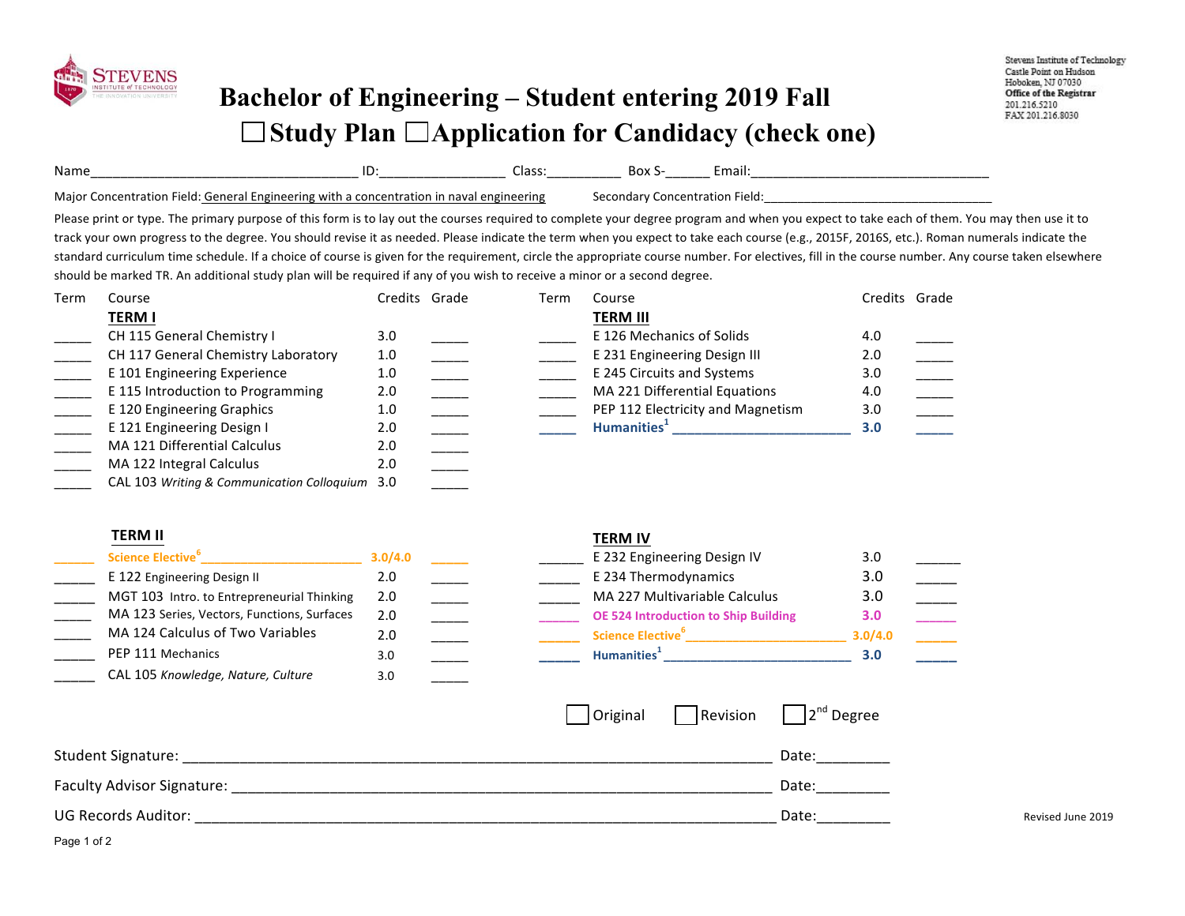Stevens Institute of Technology
Castle Point on Hudson
Hoboken, NJ 07030
Office of the Registrar
201.216.5210
FAX 201.216.8030

# Bachelor of Engineering – Student entering 2019 Fall

## ☐ Study Plan ☐ Application for Candidacy (check one)

Name____________________________________ ID:_________________ Class:__________ Box S-______ Email:_________________________________

Major Concentration Field: General Engineering with a concentration in naval engineering    Secondary Concentration Field:_________________________________

Please print or type. The primary purpose of this form is to lay out the courses required to complete your degree program and when you expect to take each of them. You may then use it to track your own progress to the degree. You should revise it as needed. Please indicate the term when you expect to take each course (e.g., 2015F, 2016S, etc.). Roman numerals indicate the standard curriculum time schedule. If a choice of course is given for the requirement, circle the appropriate course number. For electives, fill in the course number. Any course taken elsewhere should be marked TR. An additional study plan will be required if any of you wish to receive a minor or a second degree.

| Term | Course | Credits | Grade |
|---|---|---|---|
| | **TERM I** | | |
| _____ | CH 115 General Chemistry I | 3.0 | _____ |
| _____ | CH 117 General Chemistry Laboratory | 1.0 | _____ |
| _____ | E 101 Engineering Experience | 1.0 | _____ |
| _____ | E 115 Introduction to Programming | 2.0 | _____ |
| _____ | E 120 Engineering Graphics | 1.0 | _____ |
| _____ | E 121 Engineering Design I | 2.0 | _____ |
| _____ | MA 121 Differential Calculus | 2.0 | _____ |
| _____ | MA 122 Integral Calculus | 2.0 | _____ |
| _____ | CAL 103 *Writing & Communication Colloquium* | 3.0 | _____ |
| | **TERM II** | | |
| _____ | Science Elective[6] _______________________ | 3.0/4.0 | _____ |
| _____ | E 122 Engineering Design II | 2.0 | _____ |
| _____ | MGT 103 Intro. to Entrepreneurial Thinking | 2.0 | _____ |
| _____ | MA 123 Series, Vectors, Functions, Surfaces | 2.0 | _____ |
| _____ | MA 124 Calculus of Two Variables | 2.0 | _____ |
| _____ | PEP 111 Mechanics | 3.0 | _____ |
| _____ | CAL 105 *Knowledge, Nature, Culture* | 3.0 | _____ |

| Term | Course | Credits | Grade |
|---|---|---|---|
| | **TERM III** | | |
| _____ | E 126 Mechanics of Solids | 4.0 | _____ |
| _____ | E 231 Engineering Design III | 2.0 | _____ |
| _____ | E 245 Circuits and Systems | 3.0 | _____ |
| _____ | MA 221 Differential Equations | 4.0 | _____ |
| _____ | PEP 112 Electricity and Magnetism | 3.0 | _____ |
| _____ | Humanities[1] _________________________ | 3.0 | _____ |
| | **TERM IV** | | |
| _____ | E 232 Engineering Design IV | 3.0 | _____ |
| _____ | E 234 Thermodynamics | 3.0 | _____ |
| _____ | MA 227 Multivariable Calculus | 3.0 | _____ |
| _____ | OE 524 Introduction to Ship Building | 3.0 | _____ |
| _____ | Science Elective[6] _______________________ | 3.0/4.0 | _____ |
| _____ | Humanities[1] _________________________ | 3.0 | _____ |

☐ Original ☐ Revision ☐ 2nd Degree

Student Signature: ______________________________________________________________ Date:_________

Faculty Advisor Signature: _______________________________________________________ Date:_________

UG Records Auditor: ____________________________________________________________ Date:_________

Revised June 2019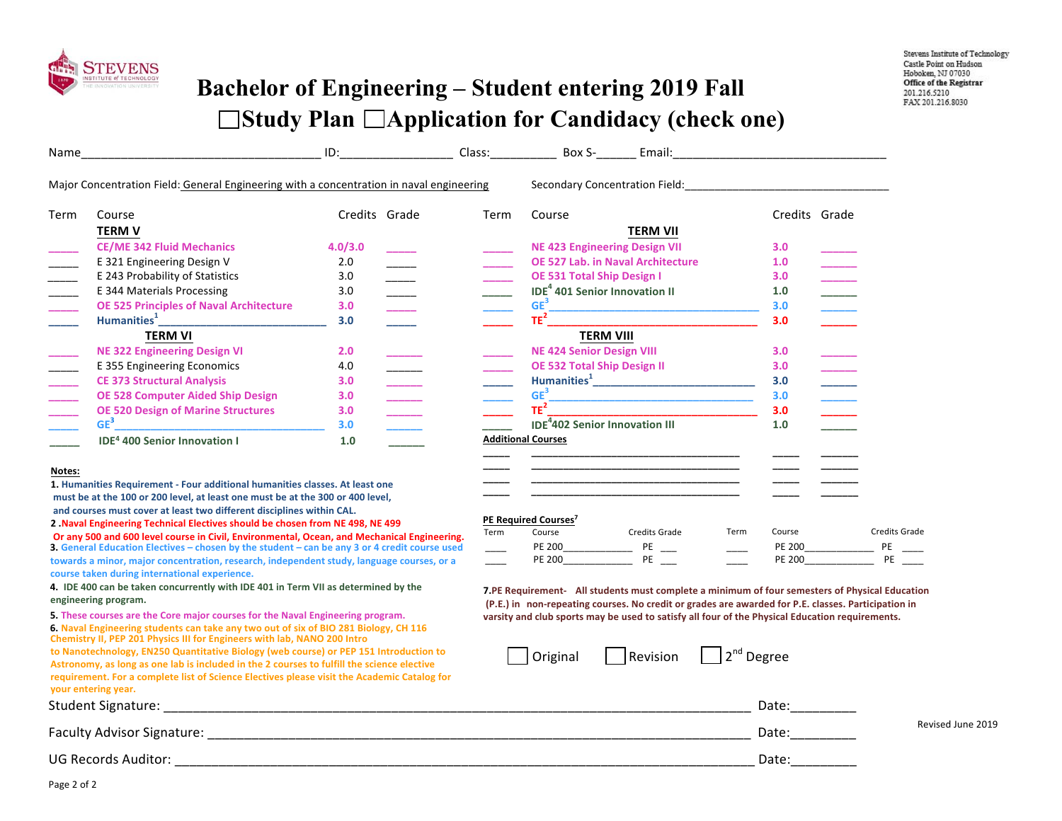Stevens Institute of Technology
Castle Point on Hudson
Hoboken, NJ 07030
Office of the Registrar
201.216.5210
FAX 201.216.8030

# Bachelor of Engineering – Student entering 2019 Fall

## ☐Study Plan ☐Application for Candidacy (check one)

Name____________________________________ ID:_________________ Class:__________ Box S-______ Email:_________________________________

Major Concentration Field: General Engineering with a concentration in naval engineering

Secondary Concentration Field:_________________________________

| Term | Course | Credits | Grade |
|---|---|---|---|
| | **TERM V** | | |
| _____ | CE/ME 342 Fluid Mechanics | 4.0/3.0 | _____ |
| _____ | E 321 Engineering Design V | 2.0 | _____ |
| _____ | E 243 Probability of Statistics | 3.0 | _____ |
| _____ | E 344 Materials Processing | 3.0 | _____ |
| _____ | OE 525 Principles of Naval Architecture | 3.0 | _____ |
| _____ | Humanities[1]_____________________________ | 3.0 | _____ |
| | **TERM VI** | | |
| _____ | NE 322 Engineering Design VI | 2.0 | ______ |
| _____ | E 355 Engineering Economics | 4.0 | ______ |
| _____ | CE 373 Structural Analysis | 3.0 | ______ |
| _____ | OE 528 Computer Aided Ship Design | 3.0 | ______ |
| _____ | OE 520 Design of Marine Structures | 3.0 | ______ |
| _____ | GE[3]__________________________________ | 3.0 | ______ |
| _____ | IDE[4] 400 Senior Innovation I | 1.0 | ______ |
| | **TERM VII** | | |
| _____ | NE 423 Engineering Design VII | 3.0 | ______ |
| _____ | OE 527 Lab. in Naval Architecture | 1.0 | ______ |
| _____ | OE 531 Total Ship Design I | 3.0 | ______ |
| _____ | IDE[4] 401 Senior Innovation II | 1.0 | ______ |
| _____ | GE[3]__________________________________ | 3.0 | ______ |
| _____ | TE[2]__________________________________ | 3.0 | ______ |
| | **TERM VIII** | | |
| _____ | NE 424 Senior Design VIII | 3.0 | ______ |
| _____ | OE 532 Total Ship Design II | 3.0 | ______ |
| _____ | Humanities[1]___________________________ | 3.0 | ______ |
| _____ | GE[3]__________________________________ | 3.0 | ______ |
| _____ | TE[2]__________________________________ | 3.0 | ______ |
| _____ | IDE[4]402 Senior Innovation III | 1.0 | ______ |

**Additional Courses**

| | | | |
|---|---|---|---|
| _____ | ___________________________________ | _____ | ______ |
| _____ | ___________________________________ | _____ | ______ |
| _____ | ___________________________________ | _____ | ______ |
| _____ | ___________________________________ | _____ | ______ |

**PE Required Courses[7]**

| Term | Course | Credits | Grade | Term | Course | Credits | Grade |
|---|---|---|---|---|---|---|---|
| ____ | PE 200____________ | PE | ___ | ____ | PE 200____________ | PE | ____ |
| ____ | PE 200____________ | PE | ___ | ____ | PE 200____________ | PE | ____ |

**7.PE Requirement-** All students must complete a minimum of four semesters of Physical Education (P.E.) in non-repeating courses. No credit or grades are awarded for P.E. classes. Participation in varsity and club sports may be used to satisfy all four of the Physical Education requirements.

**Notes:**

1. Humanities Requirement - Four additional humanities classes. At least one must be at the 100 or 200 level, at least one must be at the 300 or 400 level, and courses must cover at least two different disciplines within CAL.
2. Naval Engineering Technical Electives should be chosen from NE 498, NE 499 Or any 500 and 600 level course in Civil, Environmental, Ocean, and Mechanical Engineering.
3. General Education Electives – chosen by the student – can be any 3 or 4 credit course used towards a minor, major concentration, research, independent study, language courses, or a course taken during international experience.
4. IDE 400 can be taken concurrently with IDE 401 in Term VII as determined by the engineering program.
5. These courses are the Core major courses for the Naval Engineering program.
6. Naval Engineering students can take any two out of six of BIO 281 Biology, CH 116 Chemistry II, PEP 201 Physics III for Engineers with lab, NANO 200 Intro to Nanotechnology, EN250 Quantitative Biology (web course) or PEP 151 Introduction to Astronomy, as long as one lab is included in the 2 courses to fulfill the science elective requirement. For a complete list of Science Electives please visit the Academic Catalog for your entering year.

☐ Original ☐ Revision ☐ 2nd Degree

Student Signature: ______________________________________________________________________ Date:_________

Faculty Advisor Signature: _______________________________________________________________ Date:_________

UG Records Auditor: ____________________________________________________________________ Date:_________

Revised June 2019